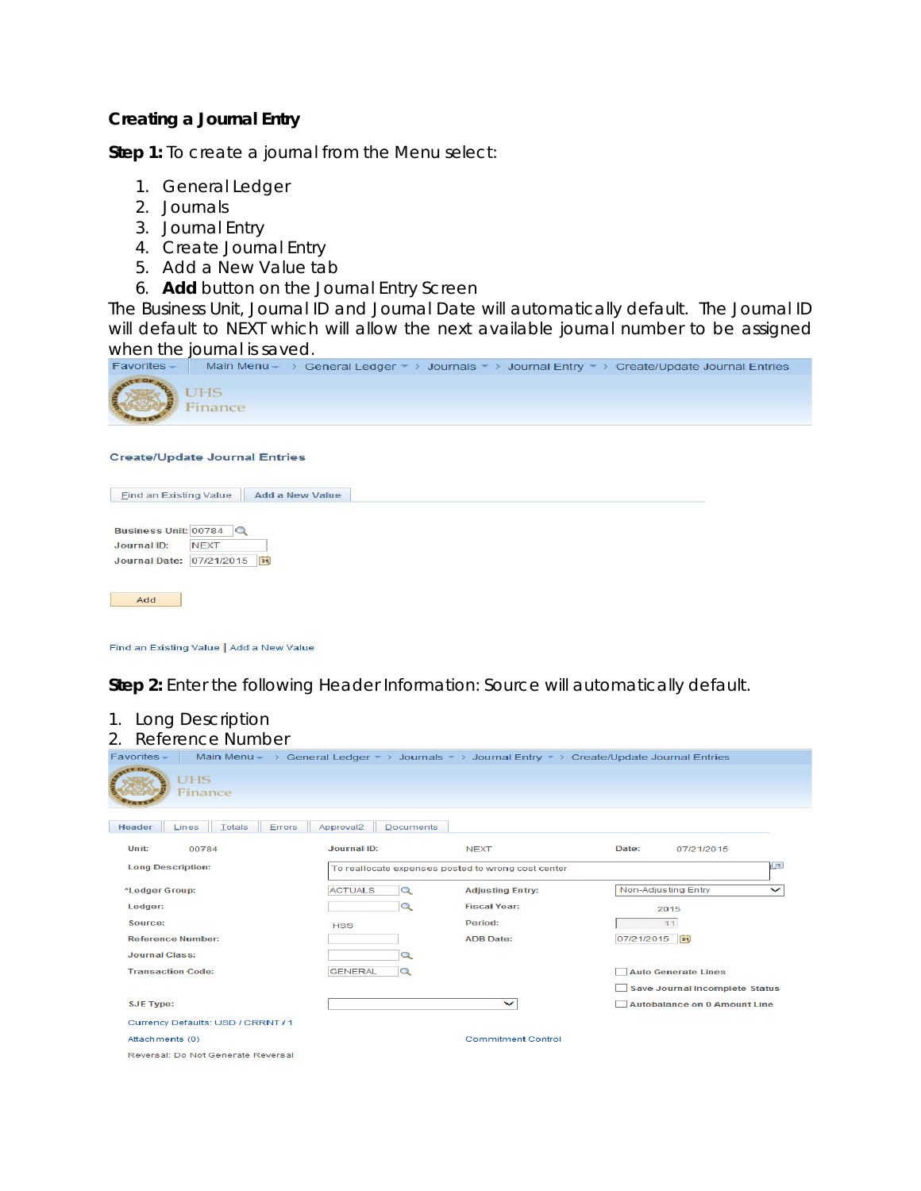**Creating a Journal Entry**

**Step 1:** To create a journal from the Menu select:

1. General Ledger
2. Journals
3. Journal Entry
4. Create Journal Entry
5. Add a New Value tab
6. **Add** button on the Journal Entry Screen

The Business Unit, Journal ID and Journal Date will automatically default. The Journal ID will default to NEXT which will allow the next available journal number to be assigned when the journal is saved.

Favorites | Main Menu > General Ledger > Journals > Journal Entry > Create/Update Journal Entries

UHS Finance

Create/Update Journal Entries

Find an Existing Value | Add a New Value

Business Unit: 00784

Journal ID: NEXT

Journal Date: 07/21/2015

Add

Find an Existing Value | Add a New Value

**Step 2:** Enter the following Header Information: Source will automatically default.

1. Long Description
2. Reference Number

Favorites | Main Menu > General Ledger > Journals > Journal Entry > Create/Update Journal Entries

UHS Finance

Header | Lines | Totals | Errors | Approval2 | Documents

Unit: 00784 | Journal ID: NEXT | Date: 07/21/2015

Long Description: To reallocate expenses posted to wrong cost center

*Ledger Group: ACTUALS | Adjusting Entry: Non-Adjusting Entry

Ledger: | Fiscal Year: 2015

Source: HSS | Period: 11

Reference Number: | ADB Date: 07/21/2015

Journal Class:

Transaction Code: GENERAL | Auto Generate Lines

Save Journal Incomplete Status

SJE Type: | Autobalance on 0 Amount Line

Currency Defaults: USD / CRRNT / 1

Attachments (0) | Commitment Control

Reversal: Do Not Generate Reversal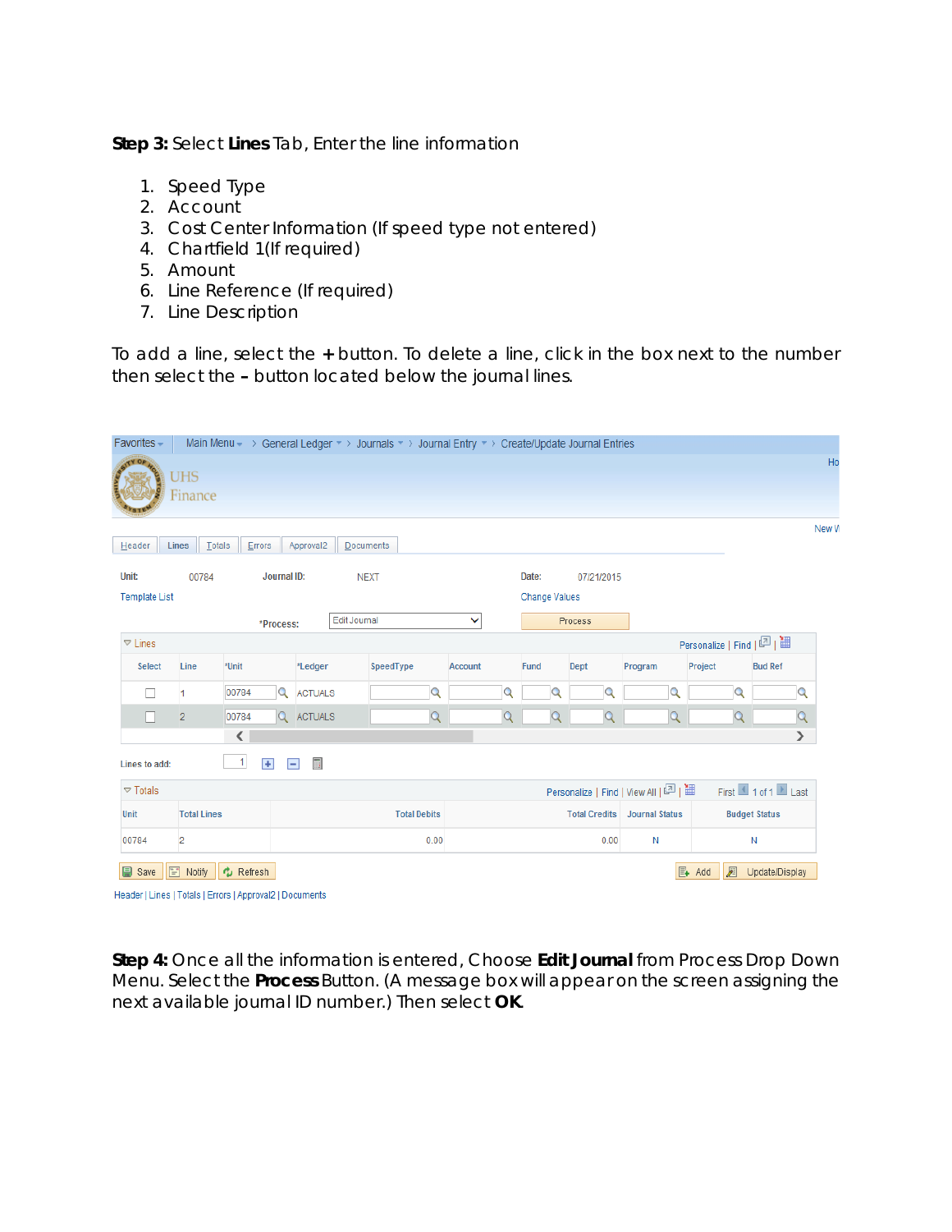**Step 3:** Select **Lines** Tab, Enter the line information

1. Speed Type
2. Account
3. Cost Center Information (If speed type not entered)
4. Chartfield 1(If required)
5. Amount
6. Line Reference (If required)
7. Line Description

To add a line, select the **+** button. To delete a line, click in the box next to the number then select the **–** button located below the journal lines.

Favorites | Main Menu > General Ledger > Journals > Journal Entry > Create/Update Journal Entries

UHS Finance

Header | Lines | Totals | Errors | Approval2 | Documents

Unit: 00784 Journal ID: NEXT Date: 07/21/2015

Template List Change Values

*Process: Edit Journal Process

Lines

| Select | Line | *Unit | *Ledger | SpeedType | Account | Fund | Dept | Program | Project | Bud Ref |
|---|---|---|---|---|---|---|---|---|---|---|
| ☐ | 1 | 00784 | ACTUALS | | | | | | | |
| ☐ | 2 | 00784 | ACTUALS | | | | | | | |

Lines to add: 1

Totals

| Unit | Total Lines | Total Debits | Total Credits | Journal Status | Budget Status |
|---|---|---|---|---|---|
| 00784 | 2 | 0.00 | 0.00 | N | N |

Save | Notify | Refresh | Add | Update/Display

Header | Lines | Totals | Errors | Approval2 | Documents

**Step 4:** Once all the information is entered, Choose **Edit Journal** from Process Drop Down Menu. Select the **Process** Button. (A message box will appear on the screen assigning the next available journal ID number.) Then select **OK**.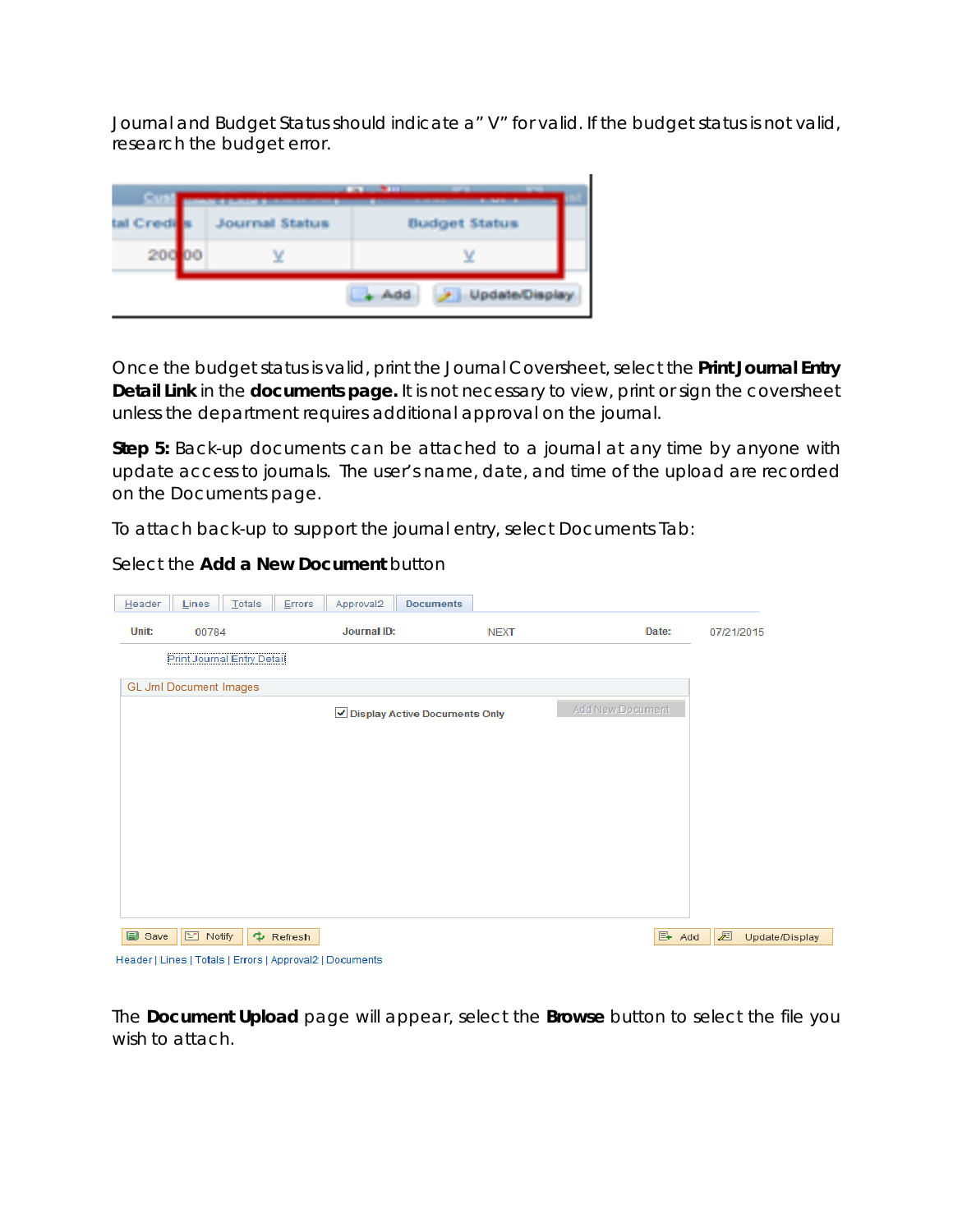Journal and Budget Status should indicate a" V" for valid. If the budget status is not valid, research the budget error.

Once the budget status is valid, print the Journal Coversheet, select the **Print Journal Entry Detail Link** in the **documents page.** It is not necessary to view, print or sign the coversheet unless the department requires additional approval on the journal.

**Step 5:** Back-up documents can be attached to a journal at any time by anyone with update access to journals. The user's name, date, and time of the upload are recorded on the Documents page.

To attach back-up to support the journal entry, select Documents Tab:

Select the **Add a New Document** button

The **Document Upload** page will appear, select the **Browse** button to select the file you wish to attach.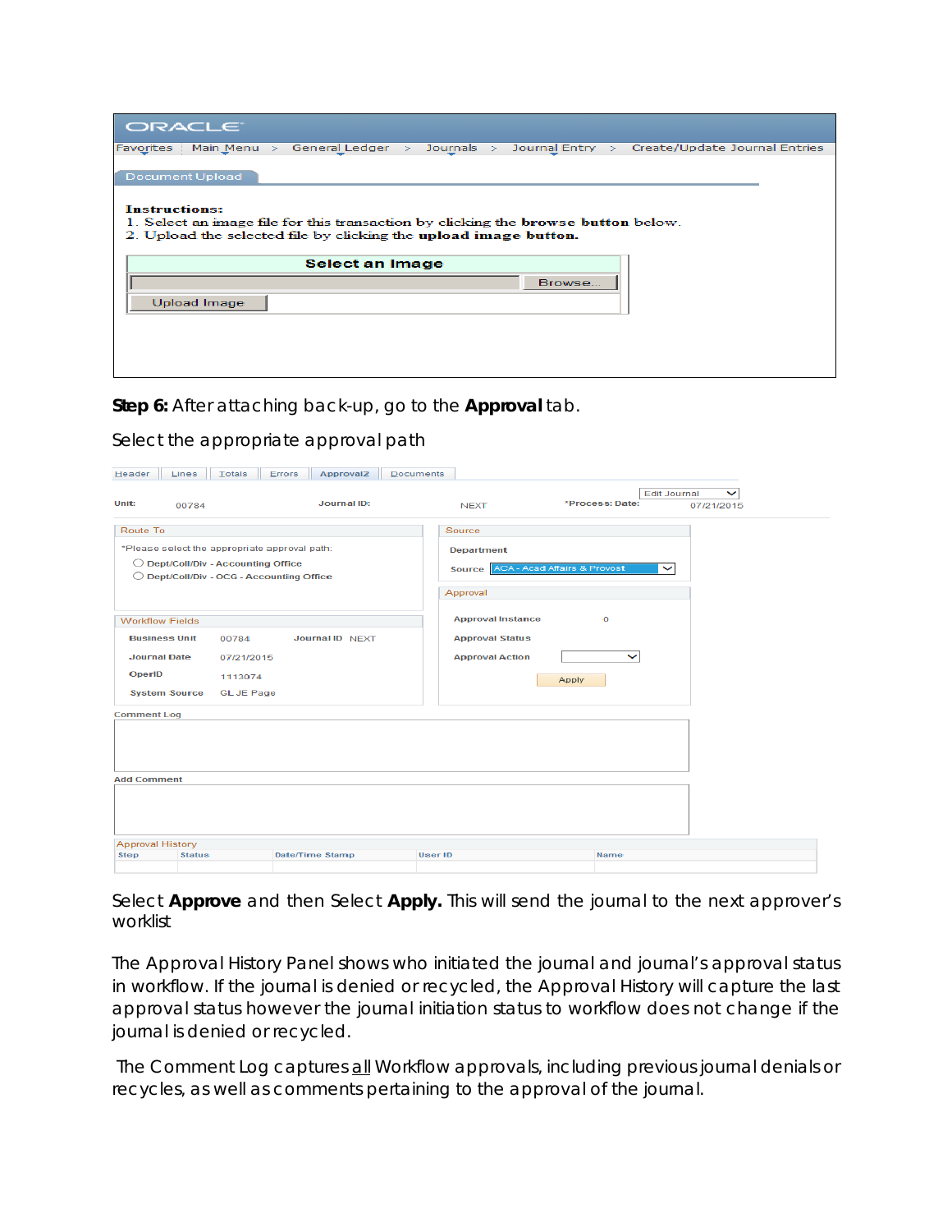ORACLE

Favorites | Main Menu > General Ledger > Journals > Journal Entry > Create/Update Journal Entries

Document Upload

**Instructions:**
1. Select an image file for this transaction by clicking the **browse button** below.
2. Upload the selected file by clicking the **upload image button.**

**Select an Image**

Browse...

Upload Image

**Step 6:** After attaching back-up, go to the **Approval** tab.

Select the appropriate approval path

Header | Lines | Totals | Errors | Approval2 | Documents

Edit Journal

Unit: 00784 Journal ID: NEXT *Process: Date: 07/21/2015

Route To

*Please select the appropriate approval path:
- Dept/Coll/Div - Accounting Office
- Dept/Coll/Div - OCG - Accounting Office

Source

Department

Source ACA - Acad Affairs & Provost

Approval

Approval Instance 0

Approval Status

Approval Action

Apply

Workflow Fields

Business Unit 00784 Journal ID NEXT

Journal Date 07/21/2015

OperID 1113074

System Source GL JE Page

Comment Log

Add Comment

Approval History

| Step | Status | Date/Time Stamp | User ID | Name |
|---|---|---|---|---|
| | | | | |

Select **Approve** and then Select **Apply.** This will send the journal to the next approver's worklist

The Approval History Panel shows who initiated the journal and journal's approval status in workflow. If the journal is denied or recycled, the Approval History will capture the last approval status however the journal initiation status to workflow does not change if the journal is denied or recycled.

The Comment Log captures all Workflow approvals, including previous journal denials or recycles, as well as comments pertaining to the approval of the journal.